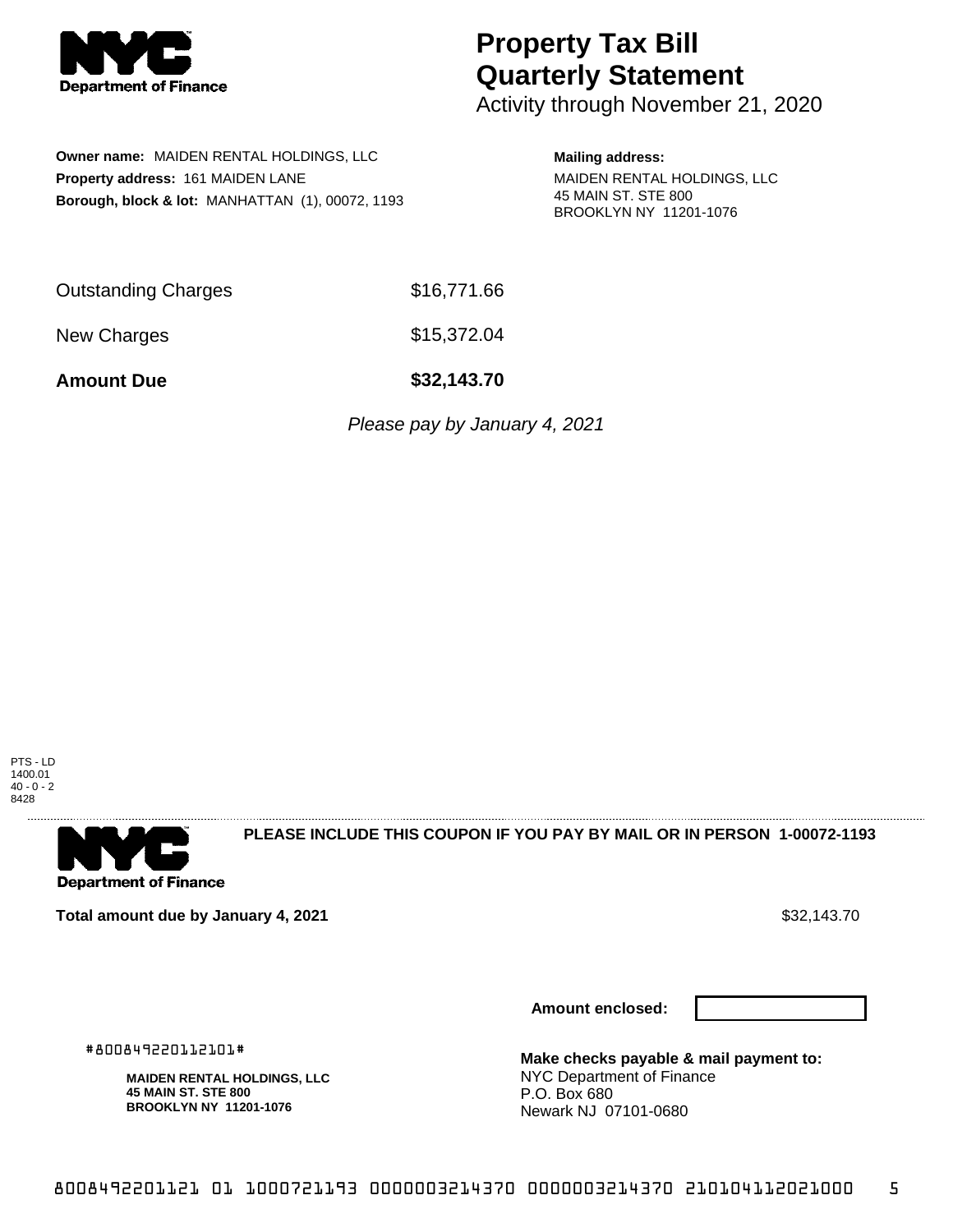**NYC Department of Finance**

# Property Tax Bill Quarterly Statement

Activity through November 21, 2020

**Owner name:** MAIDEN RENTAL HOLDINGS, LLC
**Property address:** 161 MAIDEN LANE
**Borough, block & lot:** MANHATTAN (1), 00072, 1193

**Mailing address:**
MAIDEN RENTAL HOLDINGS, LLC
45 MAIN ST. STE 800
BROOKLYN NY 11201-1076

| | |
|---|---|
| Outstanding Charges | $16,771.66 |
| New Charges | $15,372.04 |
| **Amount Due** | **$32,143.70** |

*Please pay by January 4, 2021*

PTS - LD
1400.01
40 - 0 - 2
8428

---

**NYC Department of Finance**

**PLEASE INCLUDE THIS COUPON IF YOU PAY BY MAIL OR IN PERSON 1-00072-1193**

**Total amount due by January 4, 2021** $32,143.70

**Amount enclosed:**

#800849220112101#

**MAIDEN RENTAL HOLDINGS, LLC**
**45 MAIN ST. STE 800**
**BROOKLYN NY 11201-1076**

**Make checks payable & mail payment to:**
NYC Department of Finance
P.O. Box 680
Newark NJ 07101-0680

8008492201121 01 1000721193 0000003214370 0000003214370 210104112021000 5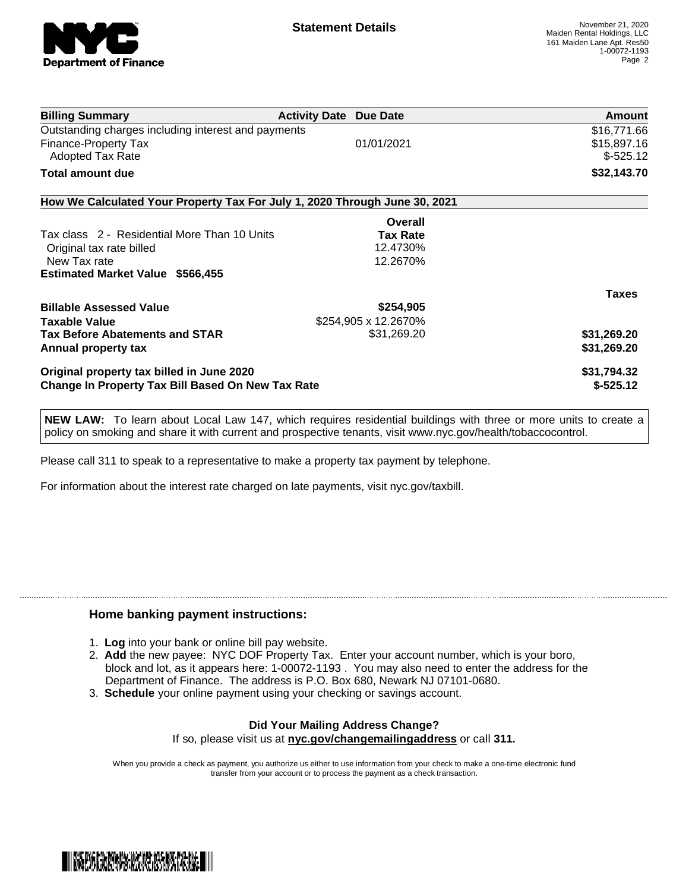# Statement Details

November 21, 2020
Maiden Rental Holdings, LLC
161 Maiden Lane Apt. Res50
1-00072-1193

| Billing Summary | Activity Date | Due Date | Amount |
|---|---|---|---|
| Outstanding charges including interest and payments | | | $16,771.66 |
| Finance-Property Tax | | 01/01/2021 | $15,897.16 |
| Adopted Tax Rate | | | $-525.12 |
| **Total amount due** | | | **$32,143.70** |

## How We Calculated Your Property Tax For July 1, 2020 Through June 30, 2021

| | Overall Tax Rate | Taxes |
|---|---|---|
| Tax class 2 - Residential More Than 10 Units | | |
| Original tax rate billed | 12.4730% | |
| New Tax rate | 12.2670% | |
| **Estimated Market Value $566,455** | | |
| **Billable Assessed Value** | **$254,905** | |
| **Taxable Value** | $254,905 x 12.2670% | |
| **Tax Before Abatements and STAR** | $31,269.20 | **$31,269.20** |
| **Annual property tax** | | **$31,269.20** |
| **Original property tax billed in June 2020** | | **$31,794.32** |
| **Change In Property Tax Bill Based On New Tax Rate** | | **$-525.12** |

**NEW LAW:** To learn about Local Law 147, which requires residential buildings with three or more units to create a policy on smoking and share it with current and prospective tenants, visit www.nyc.gov/health/tobaccocontrol.

Please call 311 to speak to a representative to make a property tax payment by telephone.

For information about the interest rate charged on late payments, visit nyc.gov/taxbill.

### Home banking payment instructions:

1. **Log** into your bank or online bill pay website.
2. **Add** the new payee: NYC DOF Property Tax. Enter your account number, which is your boro, block and lot, as it appears here: 1-00072-1193 . You may also need to enter the address for the Department of Finance. The address is P.O. Box 680, Newark NJ 07101-0680.
3. **Schedule** your online payment using your checking or savings account.

**Did Your Mailing Address Change?**

If so, please visit us at **nyc.gov/changemailingaddress** or call **311.**

When you provide a check as payment, you authorize us either to use information from your check to make a one-time electronic fund transfer from your account or to process the payment as a check transaction.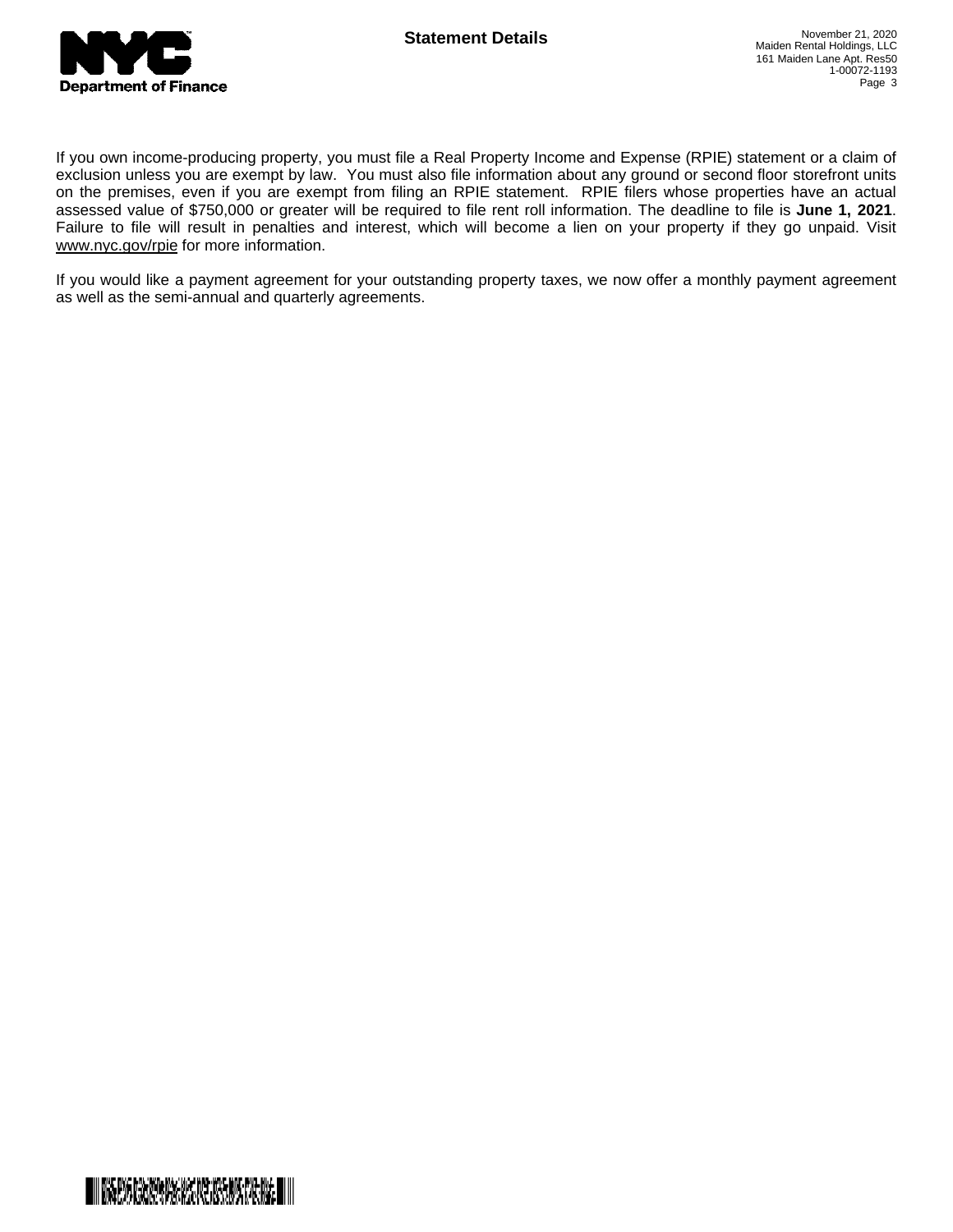If you own income-producing property, you must file a Real Property Income and Expense (RPIE) statement or a claim of exclusion unless you are exempt by law. You must also file information about any ground or second floor storefront units on the premises, even if you are exempt from filing an RPIE statement. RPIE filers whose properties have an actual assessed value of $750,000 or greater will be required to file rent roll information. The deadline to file is **June 1, 2021**. Failure to file will result in penalties and interest, which will become a lien on your property if they go unpaid. Visit www.nyc.gov/rpie for more information.

If you would like a payment agreement for your outstanding property taxes, we now offer a monthly payment agreement as well as the semi-annual and quarterly agreements.